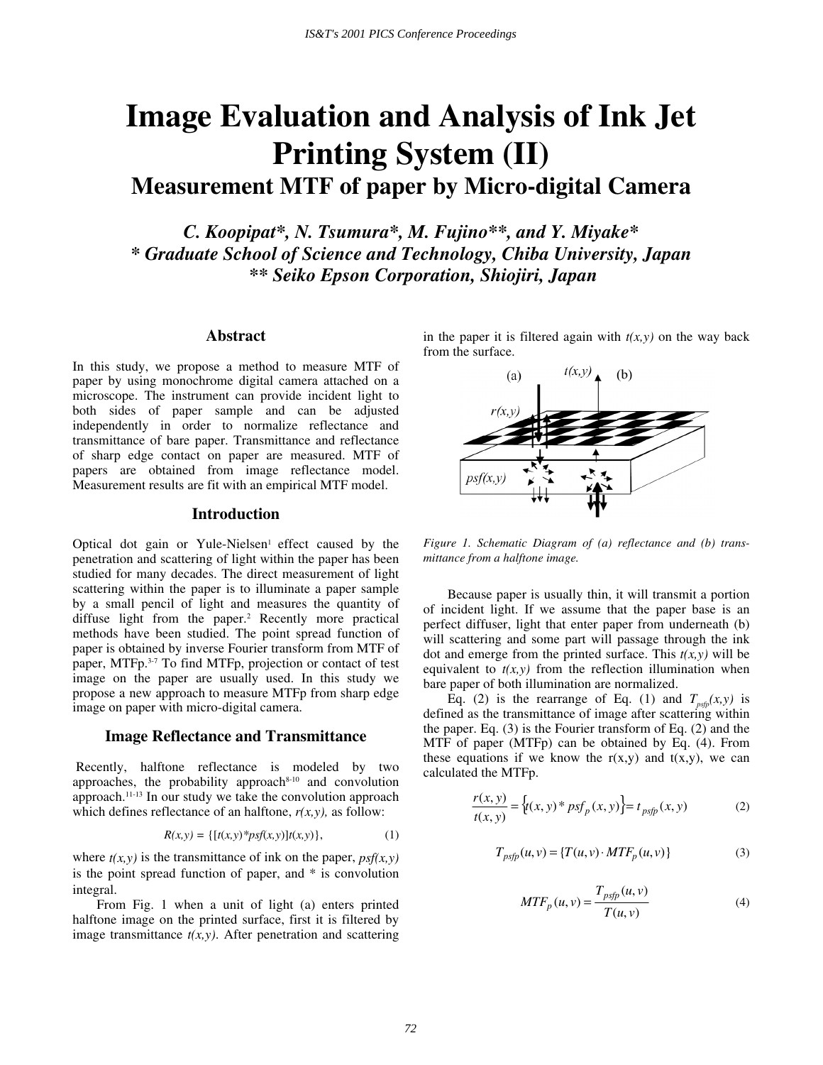# Image Evaluation and Analysis of Ink Jet Printing System (II)

## Measurement MTF of paper by Micro-digital Camera

***C. Koopipat\*, N. Tsumura\*, M. Fujino\*\*, and Y. Miyake\****
***\* Graduate School of Science and Technology, Chiba University, Japan***
***\*\* Seiko Epson Corporation, Shiojiri, Japan***

### Abstract

In this study, we propose a method to measure MTF of paper by using monochrome digital camera attached on a microscope. The instrument can provide incident light to both sides of paper sample and can be adjusted independently in order to normalize reflectance and transmittance of bare paper. Transmittance and reflectance of sharp edge contact on paper are measured. MTF of papers are obtained from image reflectance model. Measurement results are fit with an empirical MTF model.

### Introduction

Optical dot gain or Yule-Nielsen[1] effect caused by the penetration and scattering of light within the paper has been studied for many decades. The direct measurement of light scattering within the paper is to illuminate a paper sample by a small pencil of light and measures the quantity of diffuse light from the paper.[2] Recently more practical methods have been studied. The point spread function of paper is obtained by inverse Fourier transform from MTF of paper, MTFp.[3-7] To find MTFp, projection or contact of test image on the paper are usually used. In this study we propose a new approach to measure MTFp from sharp edge image on paper with micro-digital camera.

### Image Reflectance and Transmittance

Recently, halftone reflectance is modeled by two approaches, the probability approach[8-10] and convolution approach.[11-13] In our study we take the convolution approach which defines reflectance of an halftone, *r(x,y),* as follow:

$$R(x,y) = \{[t(x,y) * psf(x,y)]t(x,y)\}, \tag{1}$$

where *t(x,y)* is the transmittance of ink on the paper, *psf(x,y)* is the point spread function of paper, and * is convolution integral.

From Fig. 1 when a unit of light (a) enters printed halftone image on the printed surface, first it is filtered by image transmittance *t(x,y)*. After penetration and scattering in the paper it is filtered again with *t(x,y)* on the way back from the surface.

*Figure 1. Schematic Diagram of (a) reflectance and (b) transmittance from a halftone image.*

Because paper is usually thin, it will transmit a portion of incident light. If we assume that the paper base is an perfect diffuser, light that enter paper from underneath (b) will scattering and some part will passage through the ink dot and emerge from the printed surface. This *t(x,y)* will be equivalent to *t(x,y)* from the reflection illumination when bare paper of both illumination are normalized.

Eq. (2) is the rearrange of Eq. (1) and $T_{psfp}(x,y)$ is defined as the transmittance of image after scattering within the paper. Eq. (3) is the Fourier transform of Eq. (2) and the MTF of paper (MTFp) can be obtained by Eq. (4). From these equations if we know the r(x,y) and t(x,y), we can calculated the MTFp.

$$\frac{r(x,y)}{t(x,y)} = \{t(x,y) * psf_p(x,y)\} = t_{psfp}(x,y) \tag{2}$$

$$T_{psfp}(u,v) = \{T(u,v) \cdot MTF_p(u,v)\} \tag{3}$$

$$MTF_p(u,v) = \frac{T_{psfp}(u,v)}{T(u,v)} \tag{4}$$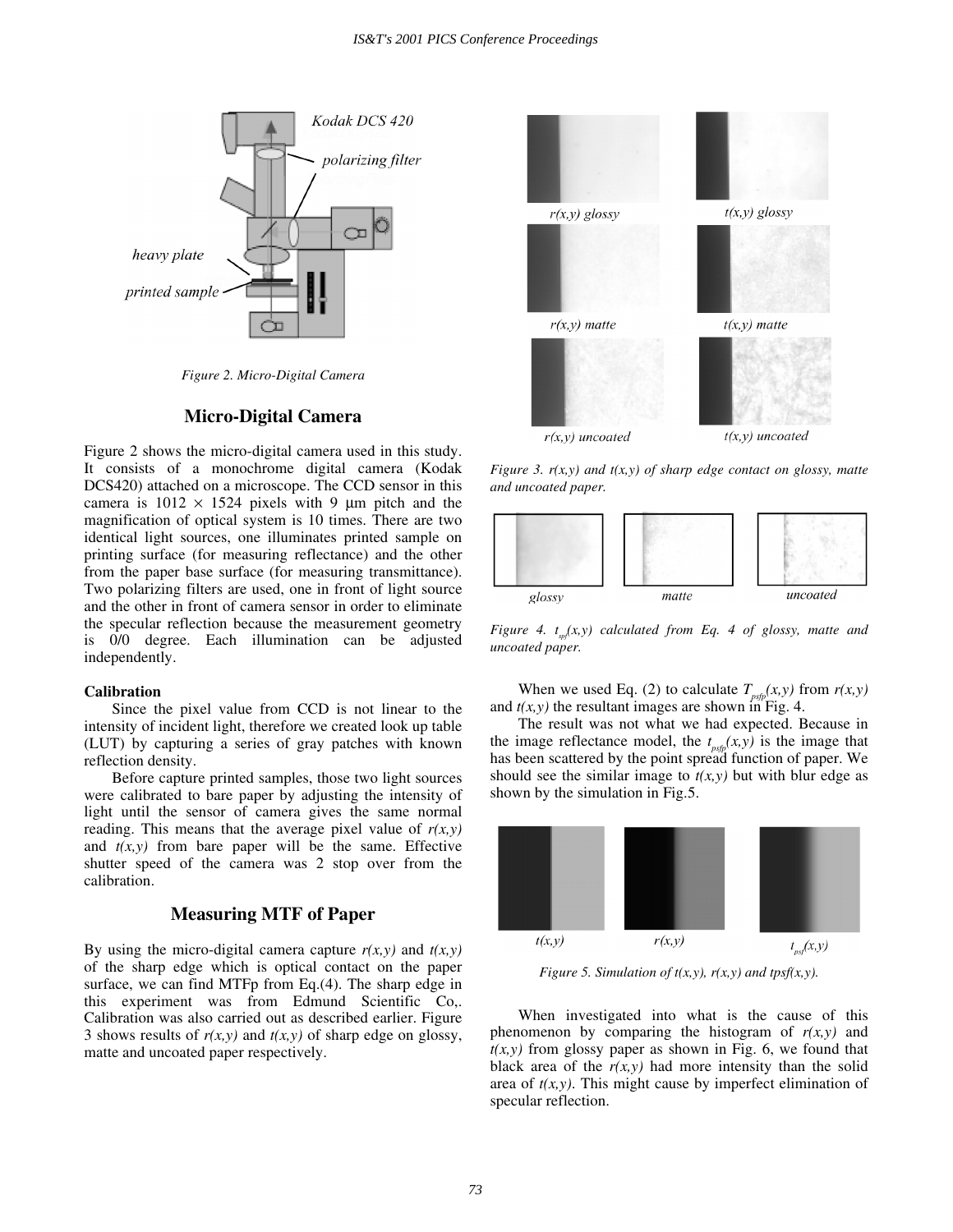Figure 2. Micro-Digital Camera

## Micro-Digital Camera

Figure 2 shows the micro-digital camera used in this study. It consists of a monochrome digital camera (Kodak DCS420) attached on a microscope. The CCD sensor in this camera is $1012 \times 1524$ pixels with 9 µm pitch and the magnification of optical system is 10 times. There are two identical light sources, one illuminates printed sample on printing surface (for measuring reflectance) and the other from the paper base surface (for measuring transmittance). Two polarizing filters are used, one in front of light source and the other in front of camera sensor in order to eliminate the specular reflection because the measurement geometry is 0/0 degree. Each illumination can be adjusted independently.

**Calibration**

Since the pixel value from CCD is not linear to the intensity of incident light, therefore we created look up table (LUT) by capturing a series of gray patches with known reflection density.

Before capture printed samples, those two light sources were calibrated to bare paper by adjusting the intensity of light until the sensor of camera gives the same normal reading. This means that the average pixel value of $r(x,y)$ and $t(x,y)$ from bare paper will be the same. Effective shutter speed of the camera was 2 stop over from the calibration.

## Measuring MTF of Paper

By using the micro-digital camera capture $r(x,y)$ and $t(x,y)$ of the sharp edge which is optical contact on the paper surface, we can find MTFp from Eq.(4). The sharp edge in this experiment was from Edmund Scientific Co,. Calibration was also carried out as described earlier. Figure 3 shows results of $r(x,y)$ and $t(x,y)$ of sharp edge on glossy, matte and uncoated paper respectively.

*Figure 3. r(x,y) and t(x,y) of sharp edge contact on glossy, matte and uncoated paper.*

*Figure 4. $t_{spf}(x,y)$ calculated from Eq. 4 of glossy, matte and uncoated paper.*

When we used Eq. (2) to calculate $T_{psfp}(x,y)$ from $r(x,y)$ and $t(x,y)$ the resultant images are shown in Fig. 4.

The result was not what we had expected. Because in the image reflectance model, the $t_{psfp}(x,y)$ is the image that has been scattered by the point spread function of paper. We should see the similar image to $t(x,y)$ but with blur edge as shown by the simulation in Fig.5.

*Figure 5. Simulation of t(x,y), r(x,y) and tpsf(x,y).*

When investigated into what is the cause of this phenomenon by comparing the histogram of $r(x,y)$ and $t(x,y)$ from glossy paper as shown in Fig. 6, we found that black area of the $r(x,y)$ had more intensity than the solid area of $t(x,y)$. This might cause by imperfect elimination of specular reflection.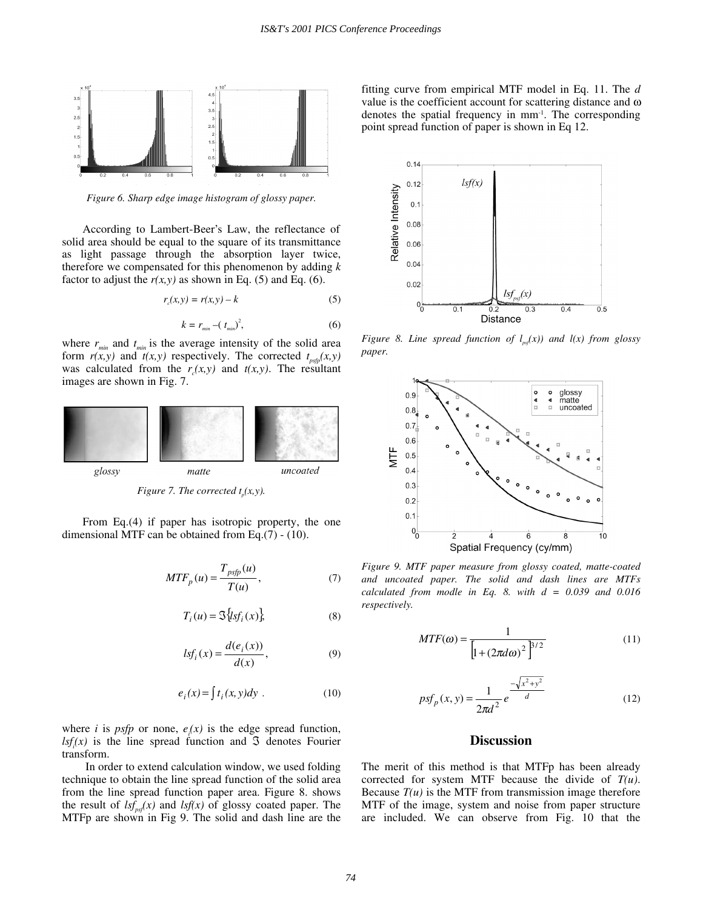Figure 6. Sharp edge image histogram of glossy paper.

According to Lambert-Beer's Law, the reflectance of solid area should be equal to the square of its transmittance as light passage through the absorption layer twice, therefore we compensated for this phenomenon by adding $k$ factor to adjust the $r(x,y)$ as shown in Eq. (5) and Eq. (6).

$$r_c(x,y) = r(x,y) - k \tag{5}$$

$$k = r_{min} - (t_{min})^2, \tag{6}$$

where $r_{min}$ and $t_{min}$ is the average intensity of the solid area form $r(x,y)$ and $t(x,y)$ respectively. The corrected $t_{psfp}(x,y)$ was calculated from the $r_c(x,y)$ and $t(x,y)$. The resultant images are shown in Fig. 7.

glossy matte uncoated

Figure 7. The corrected $t_p(x,y)$.

From Eq.(4) if paper has isotropic property, the one dimensional MTF can be obtained from Eq.(7) - (10).

$$MTF_p(u) = \frac{T_{psfp}(u)}{T(u)}, \tag{7}$$

$$T_i(u) = \Im\{lsf_i(x)\}, \tag{8}$$

$$lsf_i(x) = \frac{d(e_i(x))}{d(x)}, \tag{9}$$

$$e_i(x) = \int t_i(x,y)dy \ . \tag{10}$$

where $i$ is $psfp$ or none, $e_i(x)$ is the edge spread function, $lsf_i(x)$ is the line spread function and $\Im$ denotes Fourier transform.

In order to extend calculation window, we used folding technique to obtain the line spread function of the solid area from the line spread function paper area. Figure 8. shows the result of $lsf_{psf}(x)$ and $lsf(x)$ of glossy coated paper. The MTFp are shown in Fig 9. The solid and dash line are the fitting curve from empirical MTF model in Eq. 11. The $d$ value is the coefficient account for scattering distance and $\omega$ denotes the spatial frequency in mm$^{-1}$. The corresponding point spread function of paper is shown in Eq 12.

Figure 8. Line spread function of $l_{psf}(x)$) and $l(x)$ from glossy paper.

Figure 9. MTF paper measure from glossy coated, matte-coated and uncoated paper. The solid and dash lines are MTFs calculated from modle in Eq. 8. with d = 0.039 and 0.016 respectively.

$$MTF(\omega) = \frac{1}{\left[1 + (2\pi d\omega)^2\right]^{3/2}} \tag{11}$$

$$psf_p(x,y) = \frac{1}{2\pi d^2} e^{\frac{-\sqrt{x^2+y^2}}{d}} \tag{12}$$

## Discussion

The merit of this method is that MTFp has been already corrected for system MTF because the divide of $T(u)$. Because $T(u)$ is the MTF from transmission image therefore MTF of the image, system and noise from paper structure are included. We can observe from Fig. 10 that the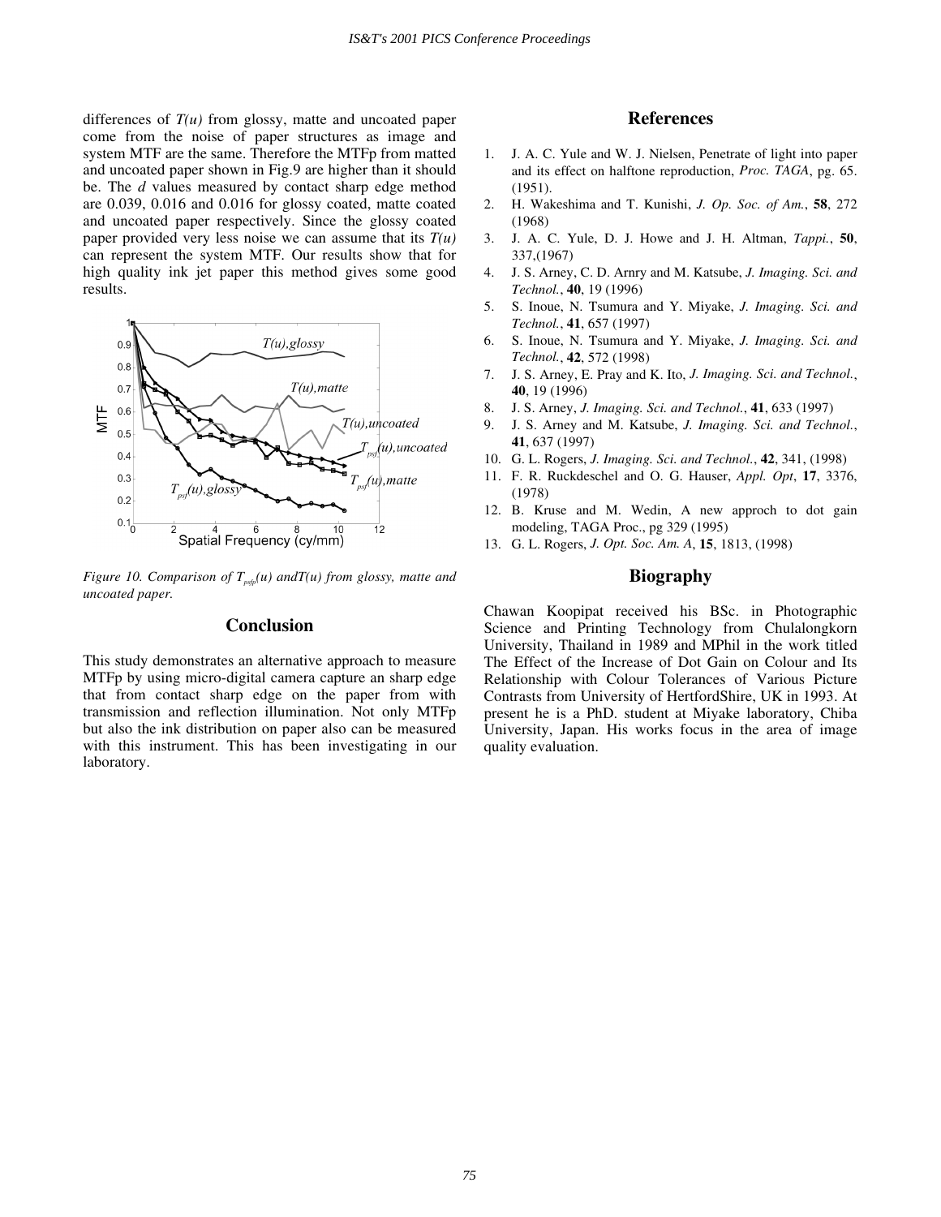differences of $T(u)$ from glossy, matte and uncoated paper come from the noise of paper structures as image and system MTF are the same. Therefore the MTFp from matted and uncoated paper shown in Fig.9 are higher than it should be. The $d$ values measured by contact sharp edge method are 0.039, 0.016 and 0.016 for glossy coated, matte coated and uncoated paper respectively. Since the glossy coated paper provided very less noise we can assume that its $T(u)$ can represent the system MTF. Our results show that for high quality ink jet paper this method gives some good results.

MTF

Spatial Frequency (cy/mm)

1
0.9
0.8
0.7
0.6
0.5
0.4
0.3
0.2
0.1

0
2
4
6
8
10
12

$T(u)$,glossy

$T(u)$,matte

$T(u)$,uncoated

$T_{psf}(u)$,uncoated

$T_{psf}(u)$,matte

$T_{psf}(u)$,glossy

*Figure 10. Comparison of $T_{psfp}(u)$ and $T(u)$ from glossy, matte and uncoated paper.*

## Conclusion

This study demonstrates an alternative approach to measure MTFp by using micro-digital camera capture an sharp edge that from contact sharp edge on the paper from with transmission and reflection illumination. Not only MTFp but also the ink distribution on paper also can be measured with this instrument. This has been investigating in our laboratory.

## References

1. J. A. C. Yule and W. J. Nielsen, Penetrate of light into paper and its effect on halftone reproduction, *Proc. TAGA*, pg. 65. (1951).
2. H. Wakeshima and T. Kunishi, *J. Op. Soc. of Am.*, **58**, 272 (1968)
3. J. A. C. Yule, D. J. Howe and J. H. Altman, *Tappi.*, **50**, 337,(1967)
4. J. S. Arney, C. D. Arnry and M. Katsube, *J. Imaging. Sci. and Technol.*, **40**, 19 (1996)
5. S. Inoue, N. Tsumura and Y. Miyake, *J. Imaging. Sci. and Technol.*, **41**, 657 (1997)
6. S. Inoue, N. Tsumura and Y. Miyake, *J. Imaging. Sci. and Technol.*, **42**, 572 (1998)
7. J. S. Arney, E. Pray and K. Ito, *J. Imaging. Sci. and Technol.*, **40**, 19 (1996)
8. J. S. Arney, *J. Imaging. Sci. and Technol.*, **41**, 633 (1997)
9. J. S. Arney and M. Katsube, *J. Imaging. Sci. and Technol.*, **41**, 637 (1997)
10. G. L. Rogers, *J. Imaging. Sci. and Technol.*, **42**, 341, (1998)
11. F. R. Ruckdeschel and O. G. Hauser, *Appl. Opt*, **17**, 3376, (1978)
12. B. Kruse and M. Wedin, A new approch to dot gain modeling, TAGA Proc., pg 329 (1995)
13. G. L. Rogers, *J. Opt. Soc. Am. A*, **15**, 1813, (1998)

## Biography

Chawan Koopipat received his BSc. in Photographic Science and Printing Technology from Chulalongkorn University, Thailand in 1989 and MPhil in the work titled The Effect of the Increase of Dot Gain on Colour and Its Relationship with Colour Tolerances of Various Picture Contrasts from University of HertfordShire, UK in 1993. At present he is a PhD. student at Miyake laboratory, Chiba University, Japan. His works focus in the area of image quality evaluation.